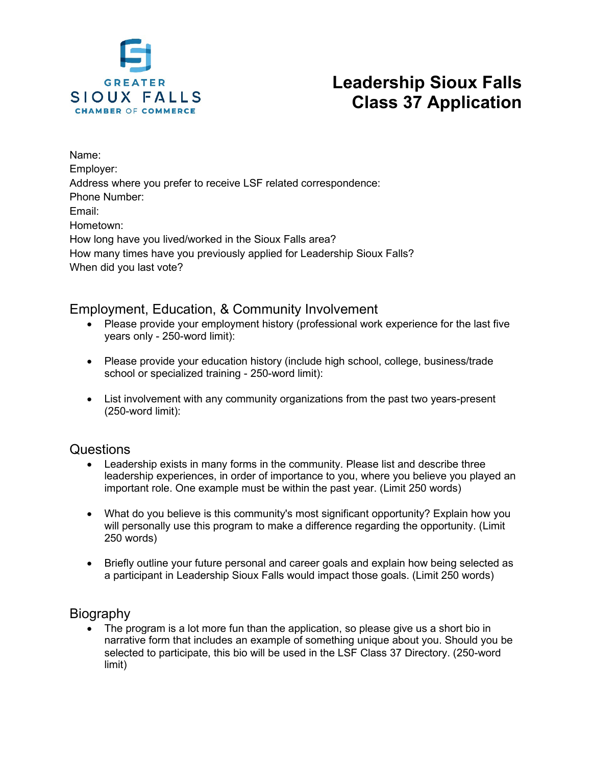GREATER SIOUX FALLS CHAMBER OF COMMERCE

# Leadership Sioux Falls Class 37 Application

Name:
Employer:
Address where you prefer to receive LSF related correspondence:
Phone Number:
Email:
Hometown:
How long have you lived/worked in the Sioux Falls area?
How many times have you previously applied for Leadership Sioux Falls?
When did you last vote?

## Employment, Education, & Community Involvement

- Please provide your employment history (professional work experience for the last five years only - 250-word limit):

- Please provide your education history (include high school, college, business/trade school or specialized training - 250-word limit):

- List involvement with any community organizations from the past two years-present (250-word limit):

## Questions

- Leadership exists in many forms in the community. Please list and describe three leadership experiences, in order of importance to you, where you believe you played an important role. One example must be within the past year. (Limit 250 words)

- What do you believe is this community's most significant opportunity? Explain how you will personally use this program to make a difference regarding the opportunity. (Limit 250 words)

- Briefly outline your future personal and career goals and explain how being selected as a participant in Leadership Sioux Falls would impact those goals. (Limit 250 words)

## Biography

- The program is a lot more fun than the application, so please give us a short bio in narrative form that includes an example of something unique about you. Should you be selected to participate, this bio will be used in the LSF Class 37 Directory. (250-word limit)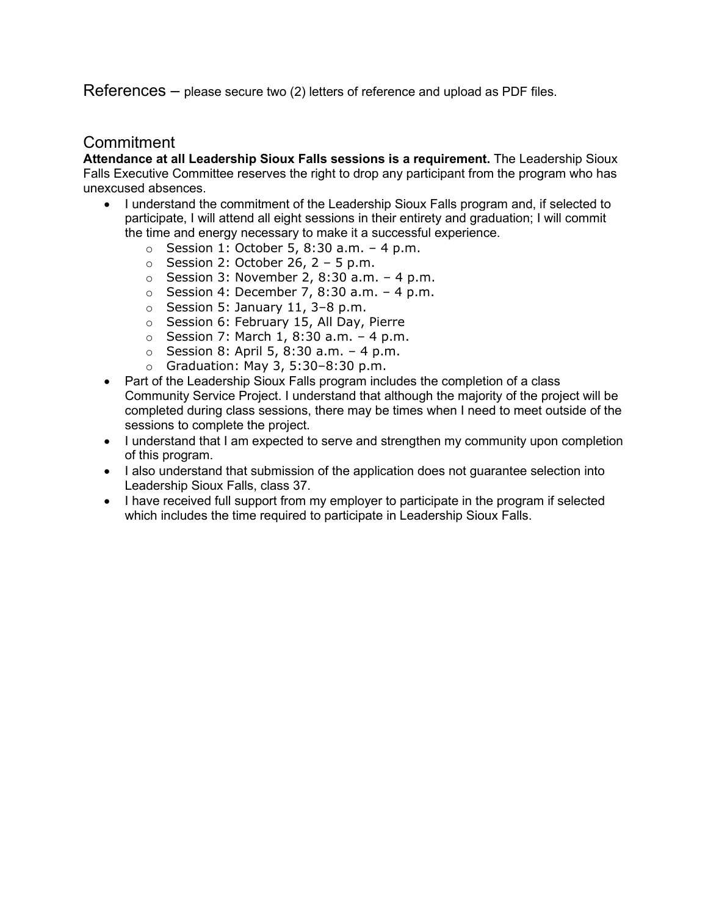## References – please secure two (2) letters of reference and upload as PDF files.

## Commitment

**Attendance at all Leadership Sioux Falls sessions is a requirement.** The Leadership Sioux Falls Executive Committee reserves the right to drop any participant from the program who has unexcused absences.

- I understand the commitment of the Leadership Sioux Falls program and, if selected to participate, I will attend all eight sessions in their entirety and graduation; I will commit the time and energy necessary to make it a successful experience.
    - Session 1: October 5, 8:30 a.m. – 4 p.m.
    - Session 2: October 26, 2 – 5 p.m.
    - Session 3: November 2, 8:30 a.m. – 4 p.m.
    - Session 4: December 7, 8:30 a.m. – 4 p.m.
    - Session 5: January 11, 3–8 p.m.
    - Session 6: February 15, All Day, Pierre
    - Session 7: March 1, 8:30 a.m. – 4 p.m.
    - Session 8: April 5, 8:30 a.m. – 4 p.m.
    - Graduation: May 3, 5:30–8:30 p.m.
- Part of the Leadership Sioux Falls program includes the completion of a class Community Service Project. I understand that although the majority of the project will be completed during class sessions, there may be times when I need to meet outside of the sessions to complete the project.
- I understand that I am expected to serve and strengthen my community upon completion of this program.
- I also understand that submission of the application does not guarantee selection into Leadership Sioux Falls, class 37.
- I have received full support from my employer to participate in the program if selected which includes the time required to participate in Leadership Sioux Falls.